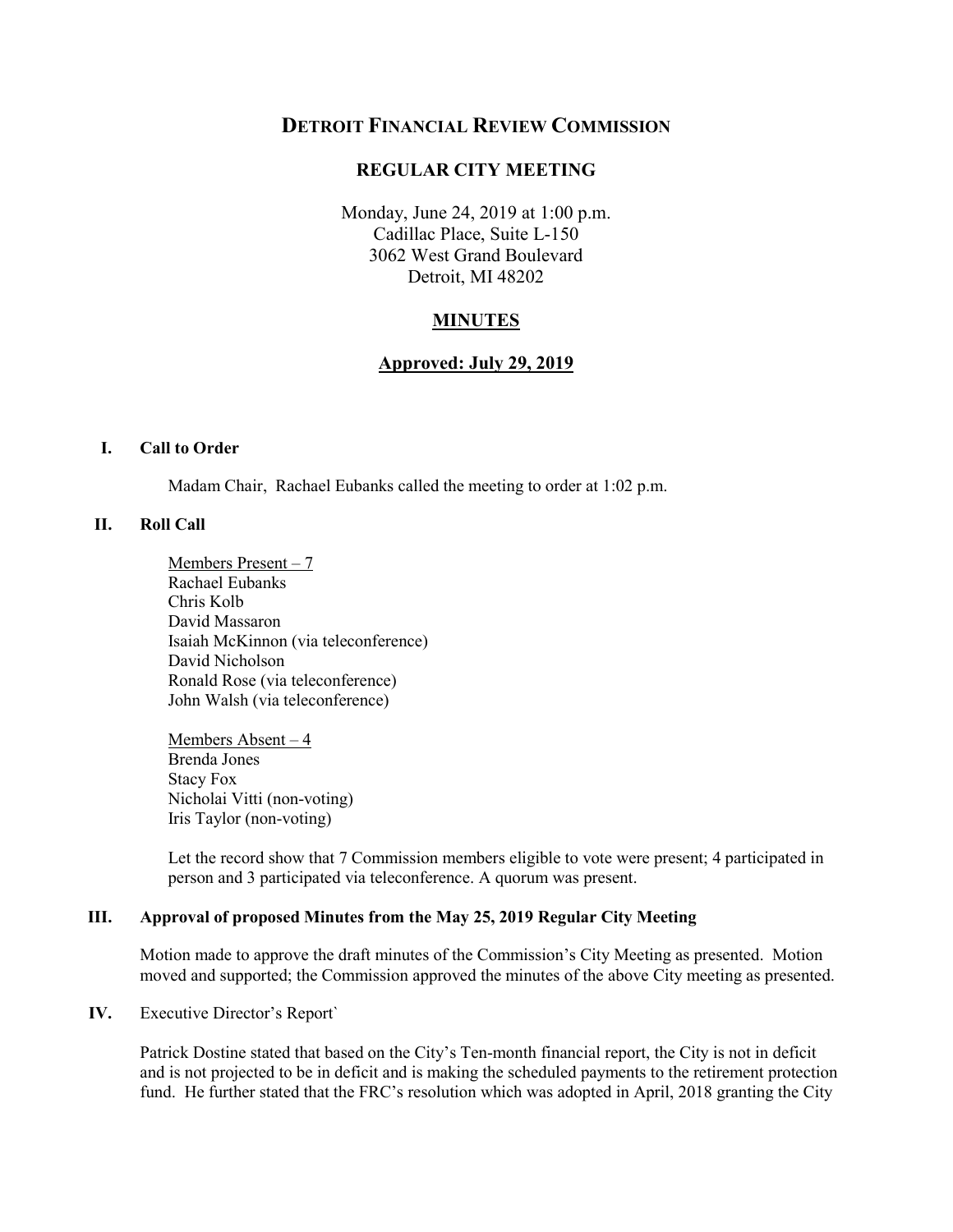# DETROIT FINANCIAL REVIEW COMMISSION

## REGULAR CITY MEETING

Monday, June 24, 2019 at 1:00 p.m.
Cadillac Place, Suite L-150
3062 West Grand Boulevard
Detroit, MI 48202

## MINUTES

## Approved: July 29, 2019

### I. Call to Order

Madam Chair, Rachael Eubanks called the meeting to order at 1:02 p.m.

### II. Roll Call

Members Present – 7
Rachael Eubanks
Chris Kolb
David Massaron
Isaiah McKinnon (via teleconference)
David Nicholson
Ronald Rose (via teleconference)
John Walsh (via teleconference)

Members Absent – 4
Brenda Jones
Stacy Fox
Nicholai Vitti (non-voting)
Iris Taylor (non-voting)

Let the record show that 7 Commission members eligible to vote were present; 4 participated in person and 3 participated via teleconference. A quorum was present.

### III. Approval of proposed Minutes from the May 25, 2019 Regular City Meeting

Motion made to approve the draft minutes of the Commission's City Meeting as presented. Motion moved and supported; the Commission approved the minutes of the above City meeting as presented.

### IV. Executive Director's Report`

Patrick Dostine stated that based on the City's Ten-month financial report, the City is not in deficit and is not projected to be in deficit and is making the scheduled payments to the retirement protection fund. He further stated that the FRC's resolution which was adopted in April, 2018 granting the City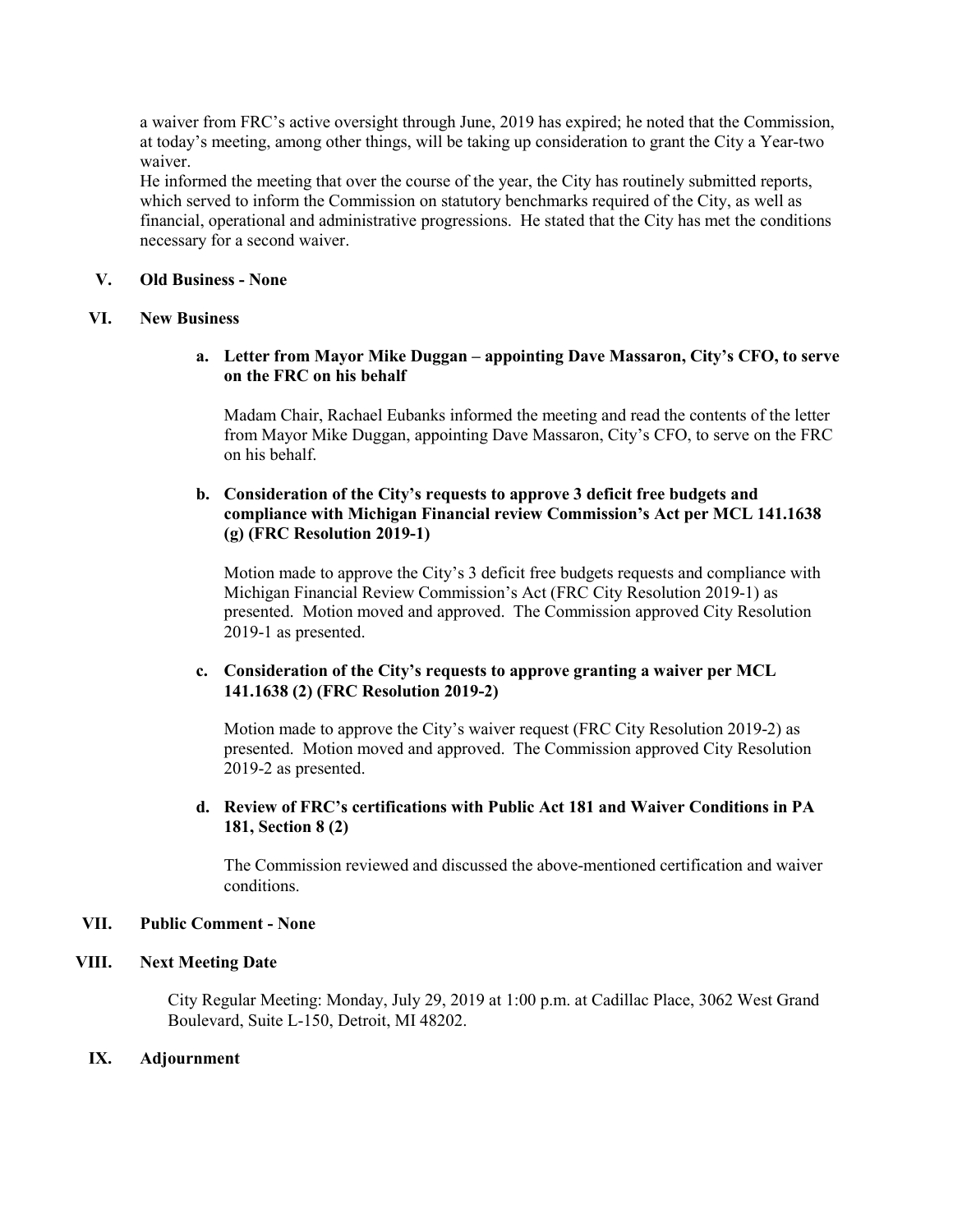a waiver from FRC's active oversight through June, 2019 has expired; he noted that the Commission, at today's meeting, among other things, will be taking up consideration to grant the City a Year-two waiver.

He informed the meeting that over the course of the year, the City has routinely submitted reports, which served to inform the Commission on statutory benchmarks required of the City, as well as financial, operational and administrative progressions. He stated that the City has met the conditions necessary for a second waiver.

## V. Old Business - None

## VI. New Business

**a. Letter from Mayor Mike Duggan – appointing Dave Massaron, City's CFO, to serve on the FRC on his behalf**

Madam Chair, Rachael Eubanks informed the meeting and read the contents of the letter from Mayor Mike Duggan, appointing Dave Massaron, City's CFO, to serve on the FRC on his behalf.

**b. Consideration of the City's requests to approve 3 deficit free budgets and compliance with Michigan Financial review Commission's Act per MCL 141.1638 (g) (FRC Resolution 2019-1)**

Motion made to approve the City's 3 deficit free budgets requests and compliance with Michigan Financial Review Commission's Act (FRC City Resolution 2019-1) as presented. Motion moved and approved. The Commission approved City Resolution 2019-1 as presented.

**c. Consideration of the City's requests to approve granting a waiver per MCL 141.1638 (2) (FRC Resolution 2019-2)**

Motion made to approve the City's waiver request (FRC City Resolution 2019-2) as presented. Motion moved and approved. The Commission approved City Resolution 2019-2 as presented.

**d. Review of FRC's certifications with Public Act 181 and Waiver Conditions in PA 181, Section 8 (2)**

The Commission reviewed and discussed the above-mentioned certification and waiver conditions.

## VII. Public Comment - None

## VIII. Next Meeting Date

City Regular Meeting: Monday, July 29, 2019 at 1:00 p.m. at Cadillac Place, 3062 West Grand Boulevard, Suite L-150, Detroit, MI 48202.

## IX. Adjournment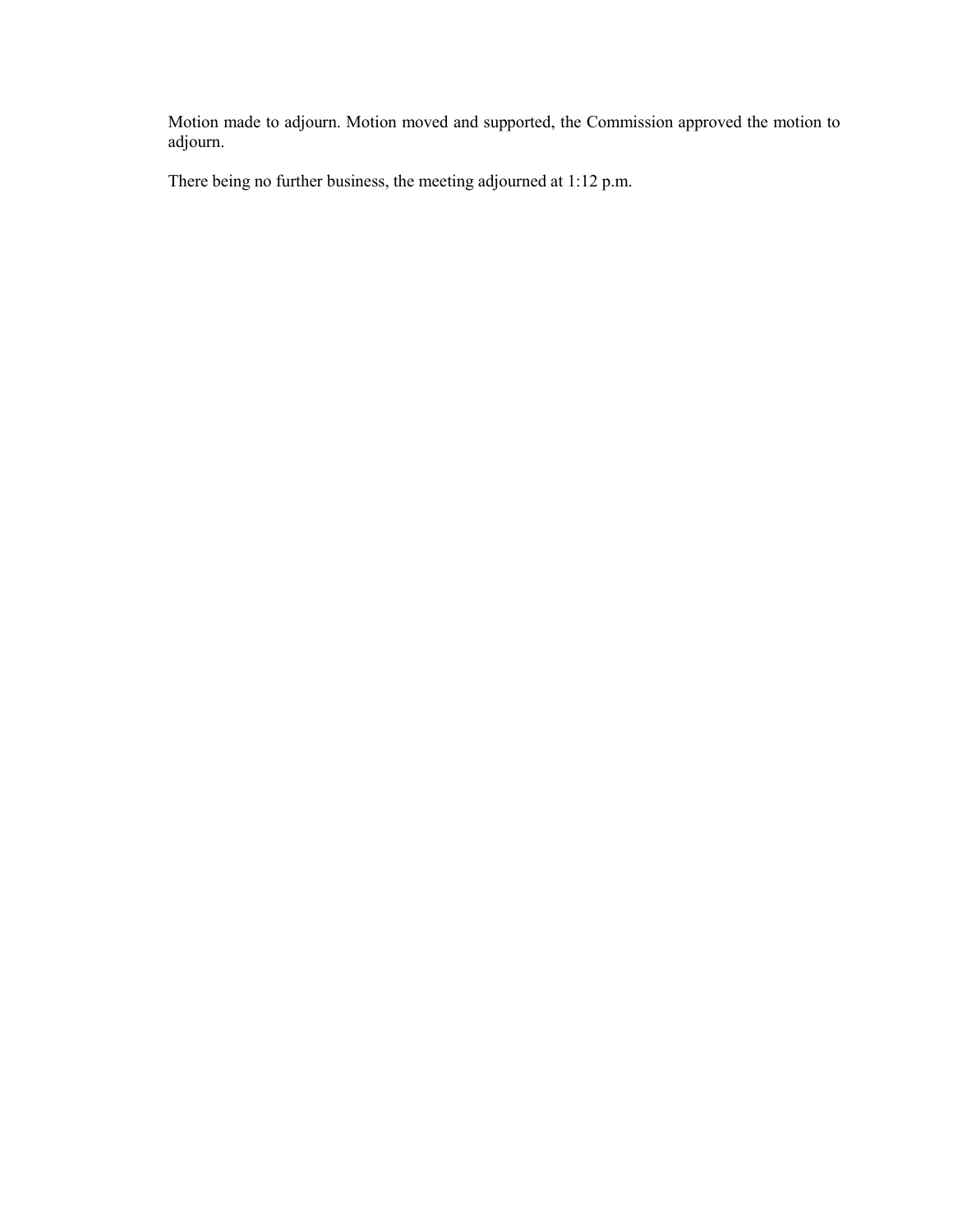Motion made to adjourn. Motion moved and supported, the Commission approved the motion to adjourn.

There being no further business, the meeting adjourned at 1:12 p.m.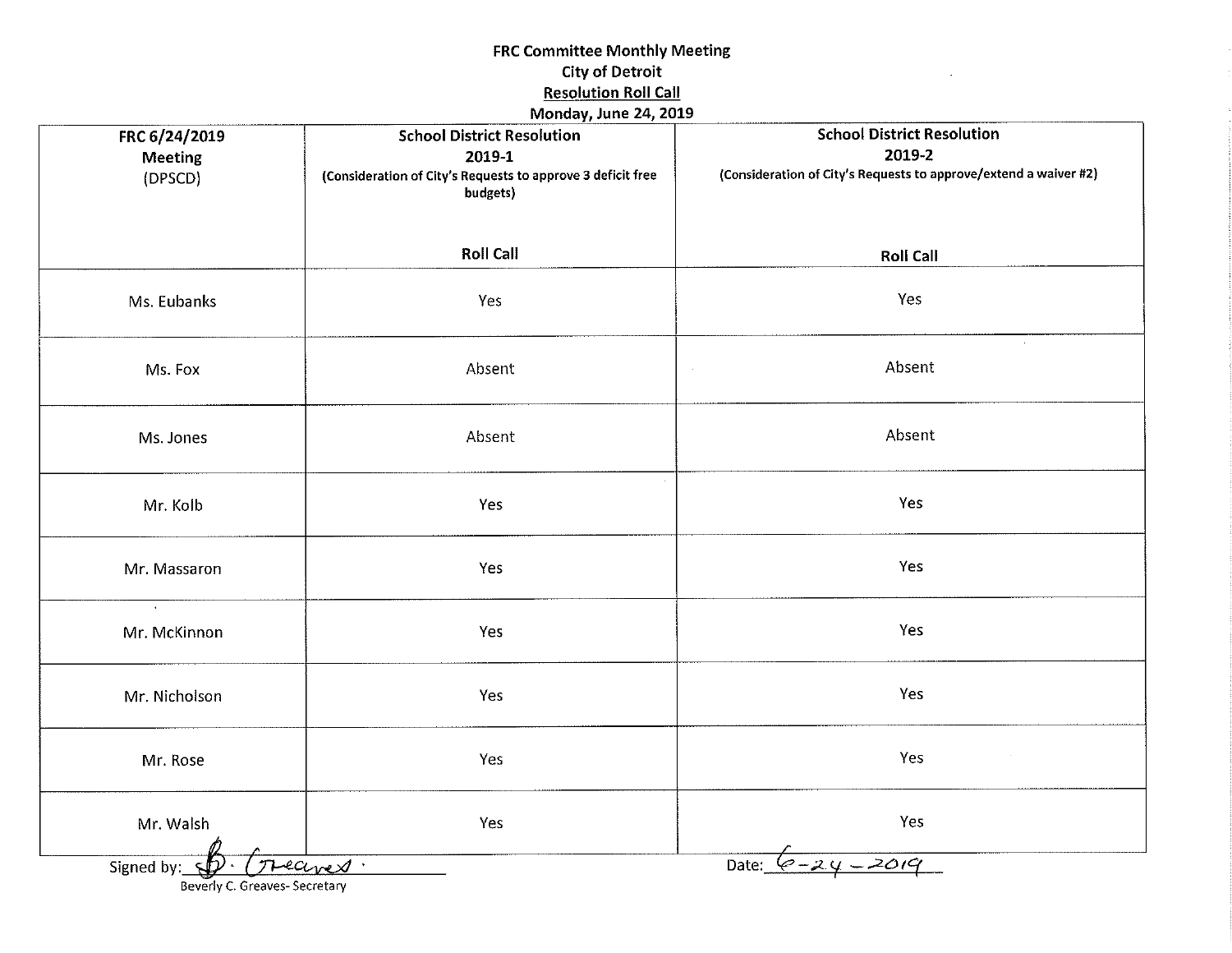# FRC Committee Monthly Meeting

## City of Detroit

### Resolution Roll Call

Monday, June 24, 2019

| FRC 6/24/2019 Meeting (DPSCD) | School District Resolution 2019-1 (Consideration of City's Requests to approve 3 deficit free budgets) Roll Call | School District Resolution 2019-2 (Consideration of City's Requests to approve/extend a waiver #2) Roll Call |
|---|---|---|
| Ms. Eubanks | Yes | Yes |
| Ms. Fox | Absent | Absent |
| Ms. Jones | Absent | Absent |
| Mr. Kolb | Yes | Yes |
| Mr. Massaron | Yes | Yes |
| Mr. McKinnon | Yes | Yes |
| Mr. Nicholson | Yes | Yes |
| Mr. Rose | Yes | Yes |
| Mr. Walsh | Yes | Yes |

Signed by: B. Greaves
Beverly C. Greaves- Secretary

Date: 6-24-2019